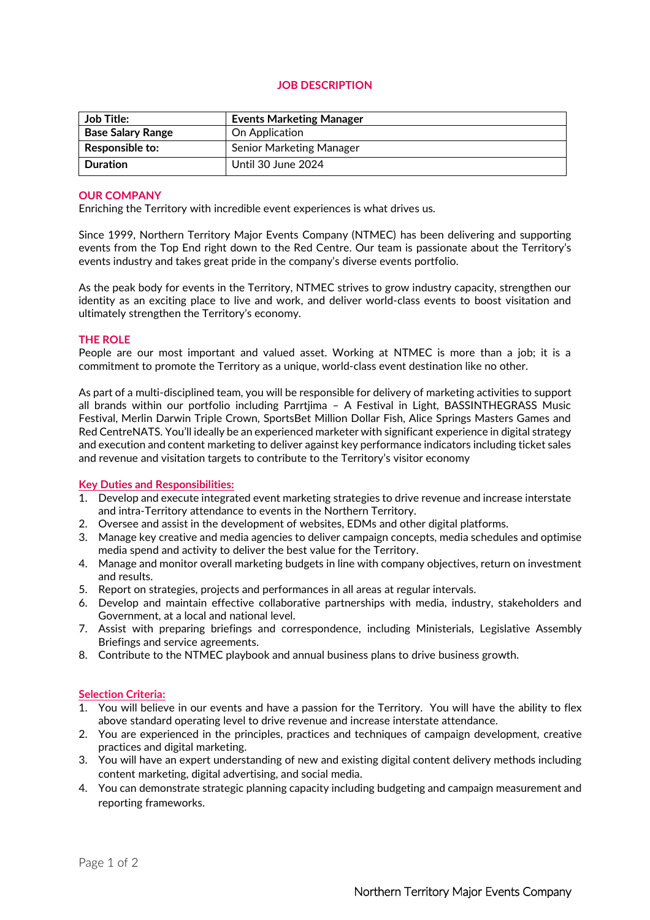# JOB DESCRIPTION

| **Job Title:** | **Events Marketing Manager** |
|---|---|
| **Base Salary Range** | On Application |
| **Responsible to:** | Senior Marketing Manager |
| **Duration** | Until 30 June 2024 |

## OUR COMPANY

Enriching the Territory with incredible event experiences is what drives us.

Since 1999, Northern Territory Major Events Company (NTMEC) has been delivering and supporting events from the Top End right down to the Red Centre. Our team is passionate about the Territory's events industry and takes great pride in the company's diverse events portfolio.

As the peak body for events in the Territory, NTMEC strives to grow industry capacity, strengthen our identity as an exciting place to live and work, and deliver world-class events to boost visitation and ultimately strengthen the Territory's economy.

## THE ROLE

People are our most important and valued asset. Working at NTMEC is more than a job; it is a commitment to promote the Territory as a unique, world-class event destination like no other.

As part of a multi-disciplined team, you will be responsible for delivery of marketing activities to support all brands within our portfolio including Parrtjima – A Festival in Light, BASSINTHEGRASS Music Festival, Merlin Darwin Triple Crown, SportsBet Million Dollar Fish, Alice Springs Masters Games and Red CentreNATS. You'll ideally be an experienced marketer with significant experience in digital strategy and execution and content marketing to deliver against key performance indicators including ticket sales and revenue and visitation targets to contribute to the Territory's visitor economy

### Key Duties and Responsibilities:

1. Develop and execute integrated event marketing strategies to drive revenue and increase interstate and intra-Territory attendance to events in the Northern Territory.
2. Oversee and assist in the development of websites, EDMs and other digital platforms.
3. Manage key creative and media agencies to deliver campaign concepts, media schedules and optimise media spend and activity to deliver the best value for the Territory.
4. Manage and monitor overall marketing budgets in line with company objectives, return on investment and results.
5. Report on strategies, projects and performances in all areas at regular intervals.
6. Develop and maintain effective collaborative partnerships with media, industry, stakeholders and Government, at a local and national level.
7. Assist with preparing briefings and correspondence, including Ministerials, Legislative Assembly Briefings and service agreements.
8. Contribute to the NTMEC playbook and annual business plans to drive business growth.

### Selection Criteria:

1. You will believe in our events and have a passion for the Territory. You will have the ability to flex above standard operating level to drive revenue and increase interstate attendance.
2. You are experienced in the principles, practices and techniques of campaign development, creative practices and digital marketing.
3. You will have an expert understanding of new and existing digital content delivery methods including content marketing, digital advertising, and social media.
4. You can demonstrate strategic planning capacity including budgeting and campaign measurement and reporting frameworks.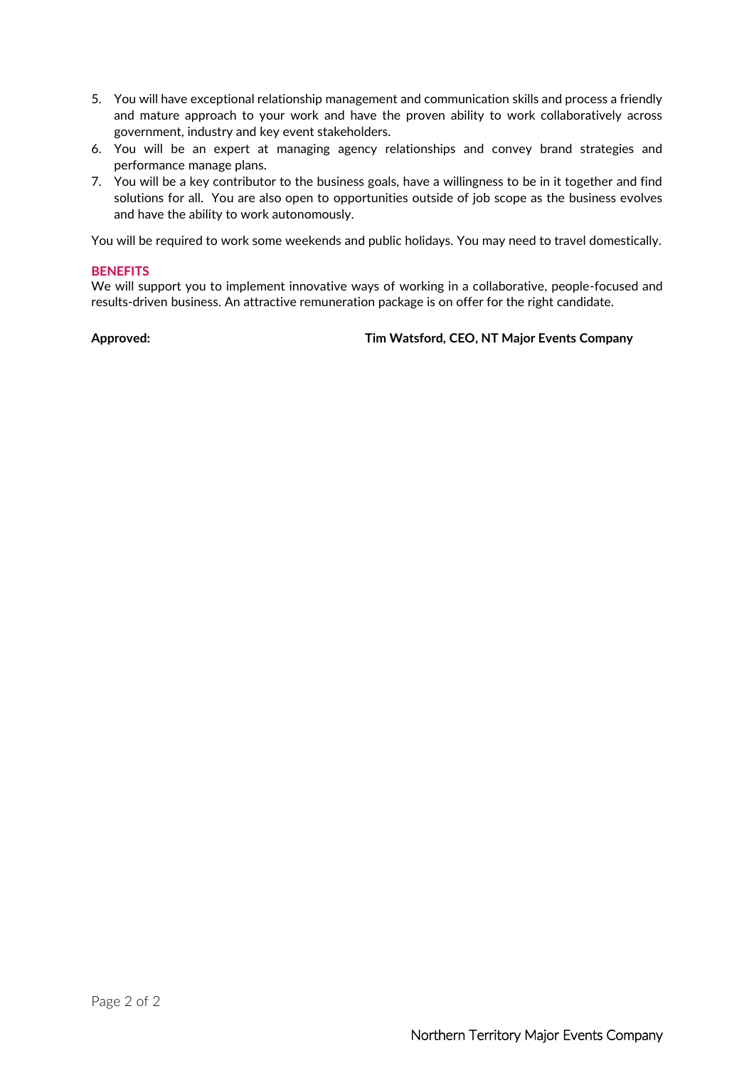5. You will have exceptional relationship management and communication skills and process a friendly and mature approach to your work and have the proven ability to work collaboratively across government, industry and key event stakeholders.
6. You will be an expert at managing agency relationships and convey brand strategies and performance manage plans.
7. You will be a key contributor to the business goals, have a willingness to be in it together and find solutions for all. You are also open to opportunities outside of job scope as the business evolves and have the ability to work autonomously.

You will be required to work some weekends and public holidays. You may need to travel domestically.

## BENEFITS

We will support you to implement innovative ways of working in a collaborative, people-focused and results-driven business. An attractive remuneration package is on offer for the right candidate.

**Approved:** **Tim Watsford, CEO, NT Major Events Company**